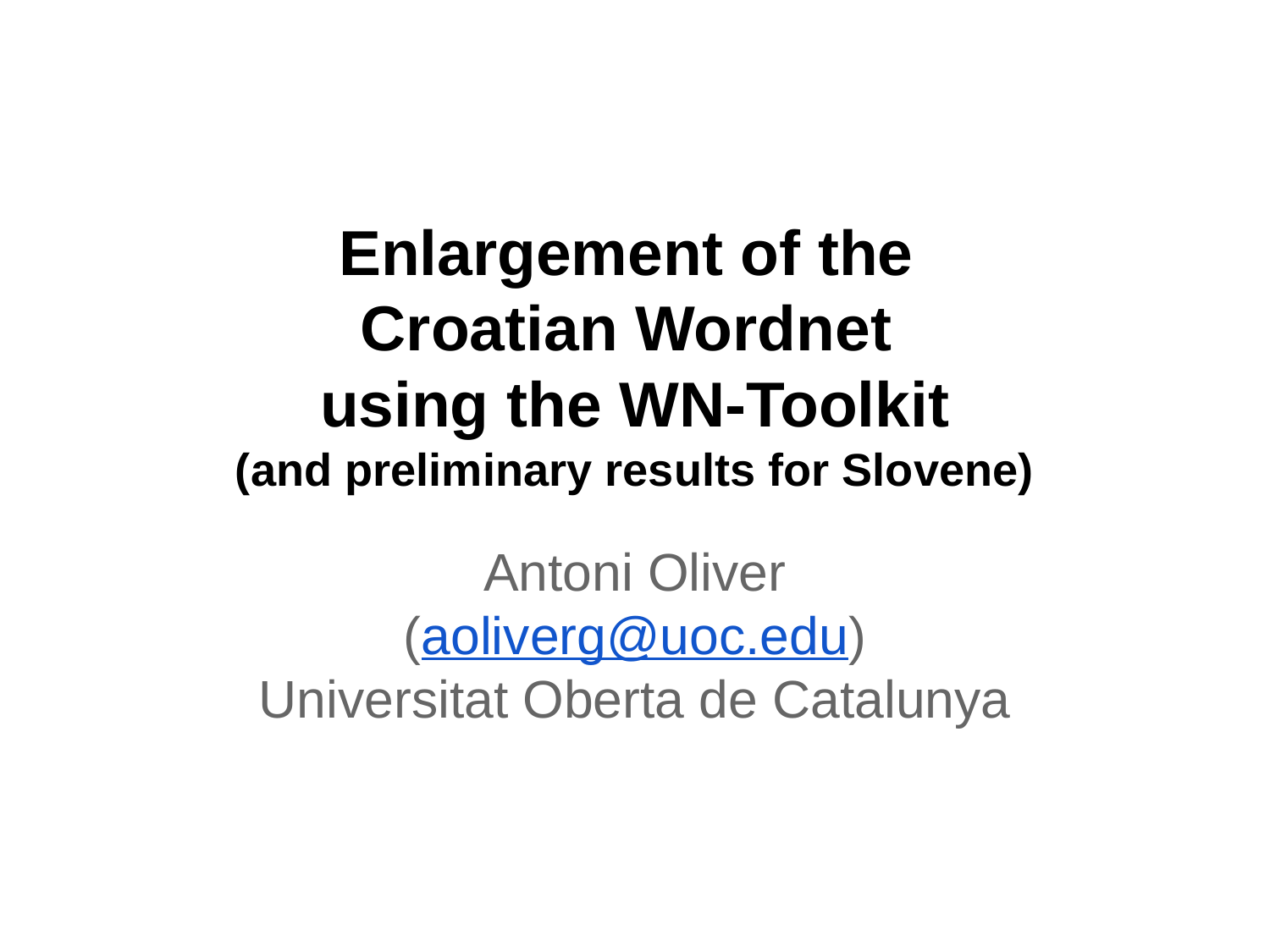# Enlargement of the Croatian Wordnet using the WN-Toolkit

## (and preliminary results for Slovene)

Antoni Oliver

(aoliverg@uoc.edu)

Universitat Oberta de Catalunya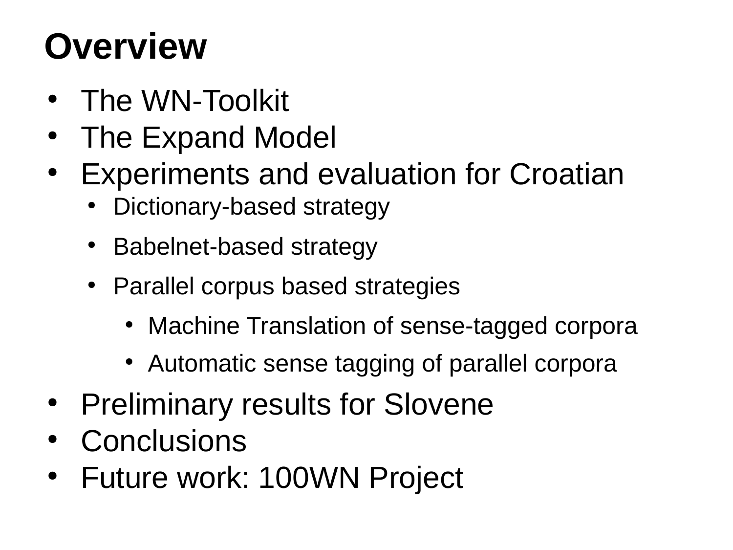# Overview

- The WN-Toolkit
- The Expand Model
- Experiments and evaluation for Croatian
  - Dictionary-based strategy
  - Babelnet-based strategy
  - Parallel corpus based strategies
    - Machine Translation of sense-tagged corpora
    - Automatic sense tagging of parallel corpora
- Preliminary results for Slovene
- Conclusions
- Future work: 100WN Project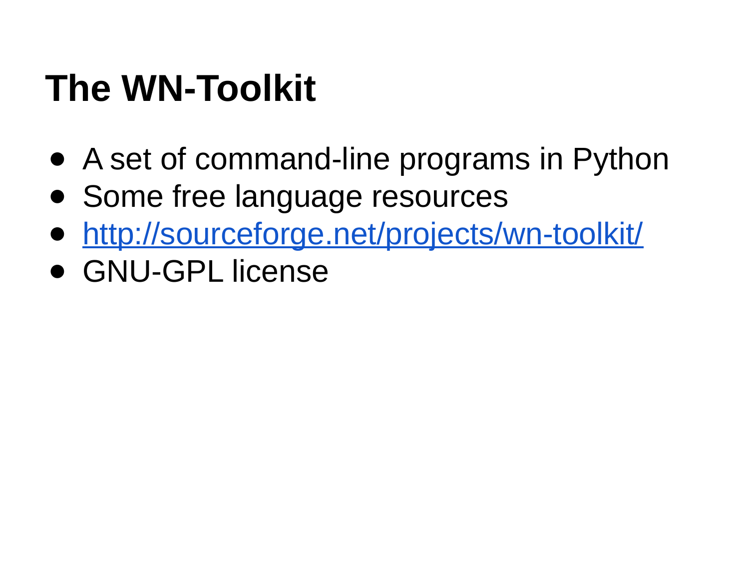# The WN-Toolkit

- A set of command-line programs in Python
- Some free language resources
- http://sourceforge.net/projects/wn-toolkit/
- GNU-GPL license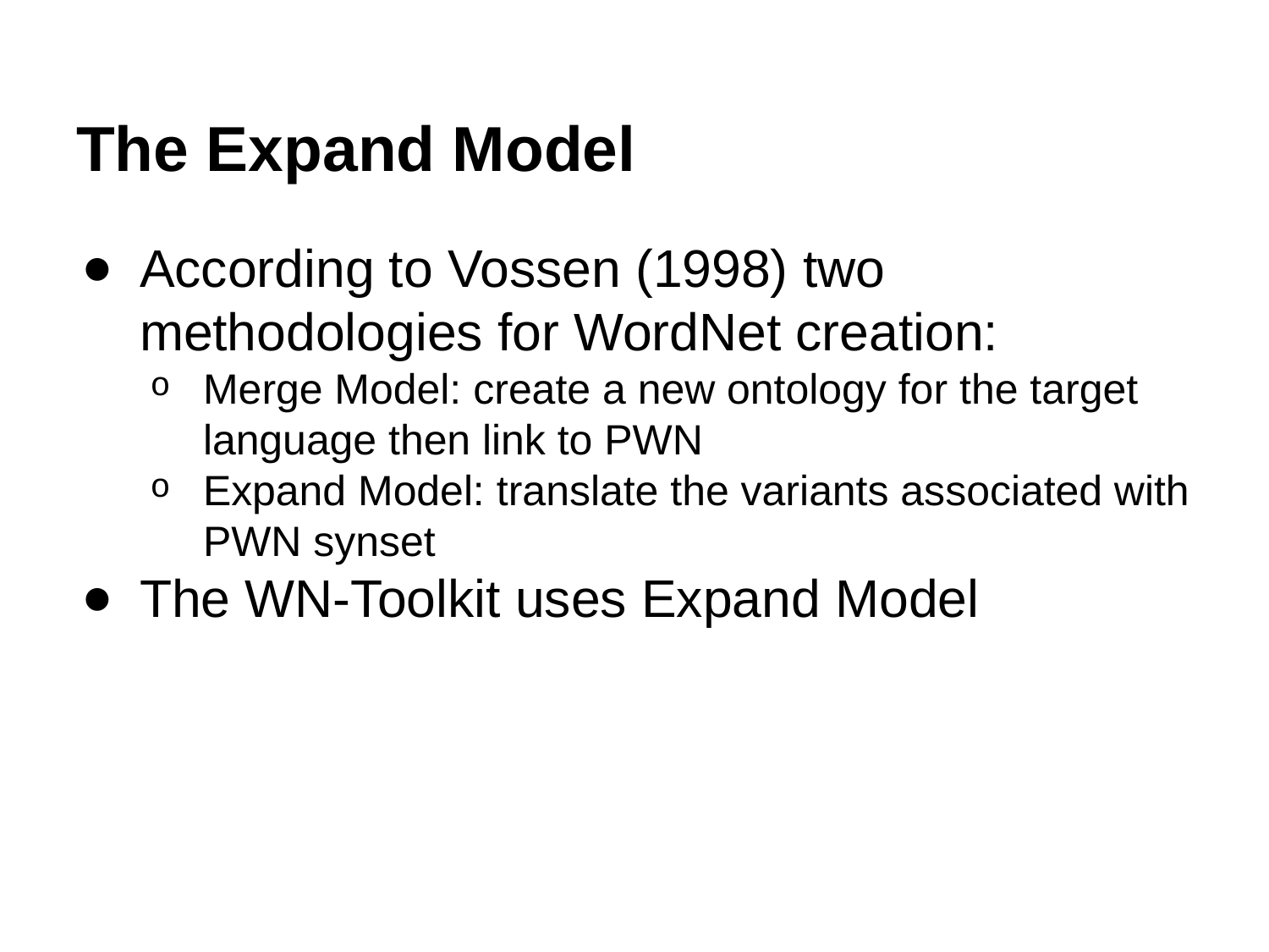# The Expand Model

- According to Vossen (1998) two methodologies for WordNet creation:
  - Merge Model: create a new ontology for the target language then link to PWN
  - Expand Model: translate the variants associated with PWN synset
- The WN-Toolkit uses Expand Model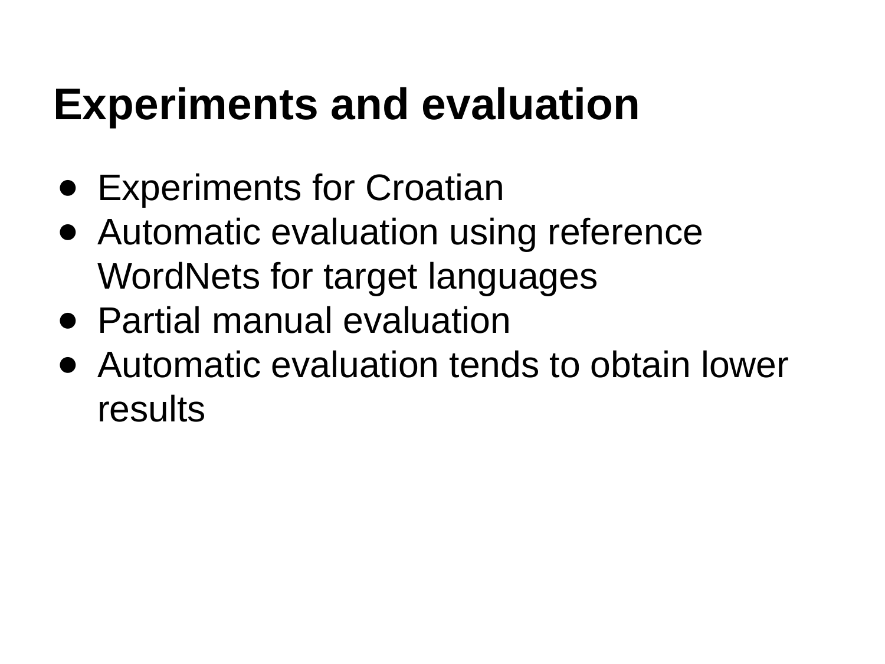# Experiments and evaluation

- Experiments for Croatian
- Automatic evaluation using reference WordNets for target languages
- Partial manual evaluation
- Automatic evaluation tends to obtain lower results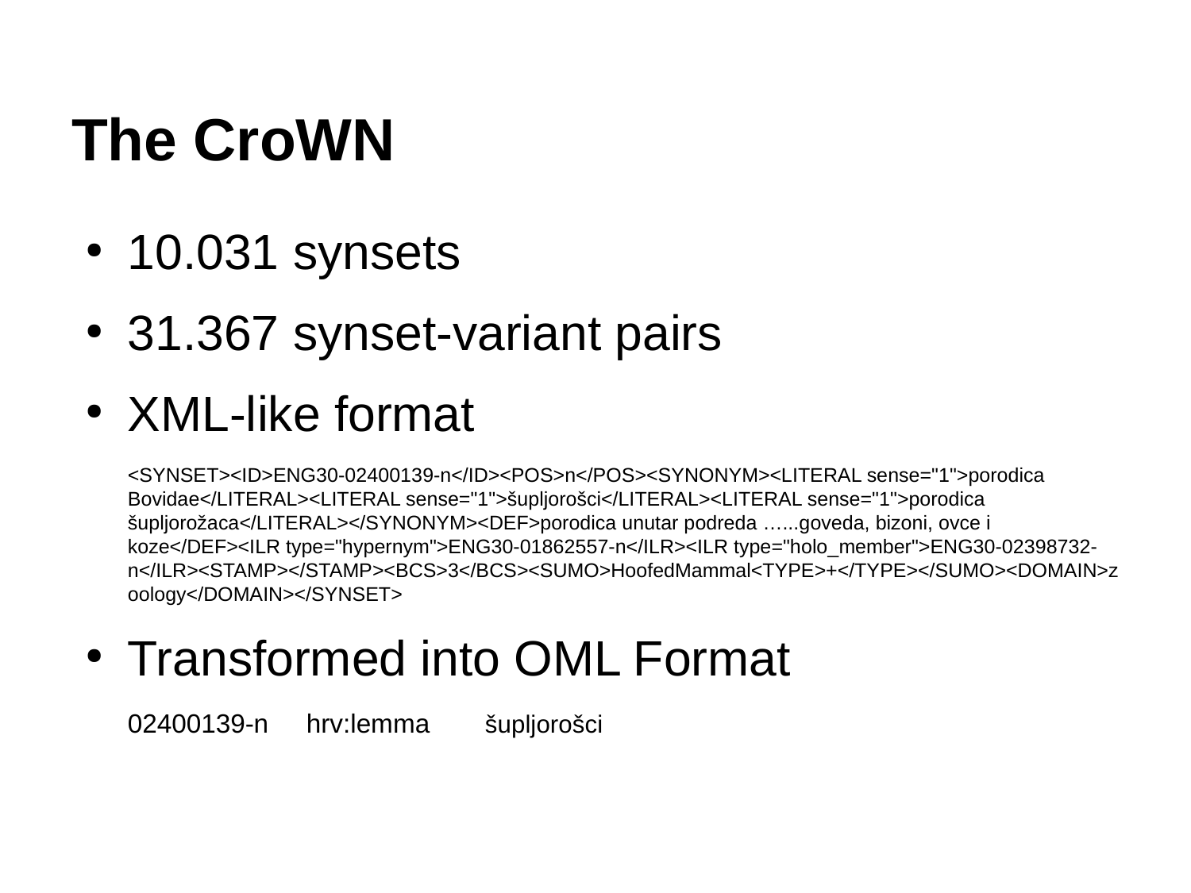# The CroWN

- 10.031 synsets
- 31.367 synset-variant pairs
- XML-like format

  ```
  <SYNSET><ID>ENG30-02400139-n</ID><POS>n</POS><SYNONYM><LITERAL sense="1">porodica Bovidae</LITERAL><LITERAL sense="1">šupljorošci</LITERAL><LITERAL sense="1">porodica šupljorožaca</LITERAL></SYNONYM><DEF>porodica unutar podreda …...goveda, bizoni, ovce i koze</DEF><ILR type="hypernym">ENG30-01862557-n</ILR><ILR type="holo_member">ENG30-02398732-n</ILR><STAMP></STAMP><BCS>3</BCS><SUMO>HoofedMammal<TYPE>+</TYPE></SUMO><DOMAIN>zoology</DOMAIN></SYNSET>
  ```

- Transformed into OML Format

  ```
  02400139-n     hrv:lemma     šupljorošci
  ```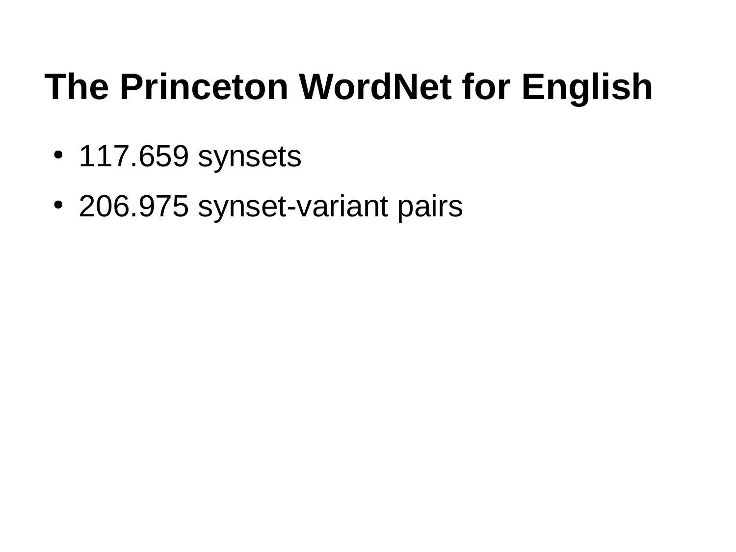# The Princeton WordNet for English

- 117.659 synsets
- 206.975 synset-variant pairs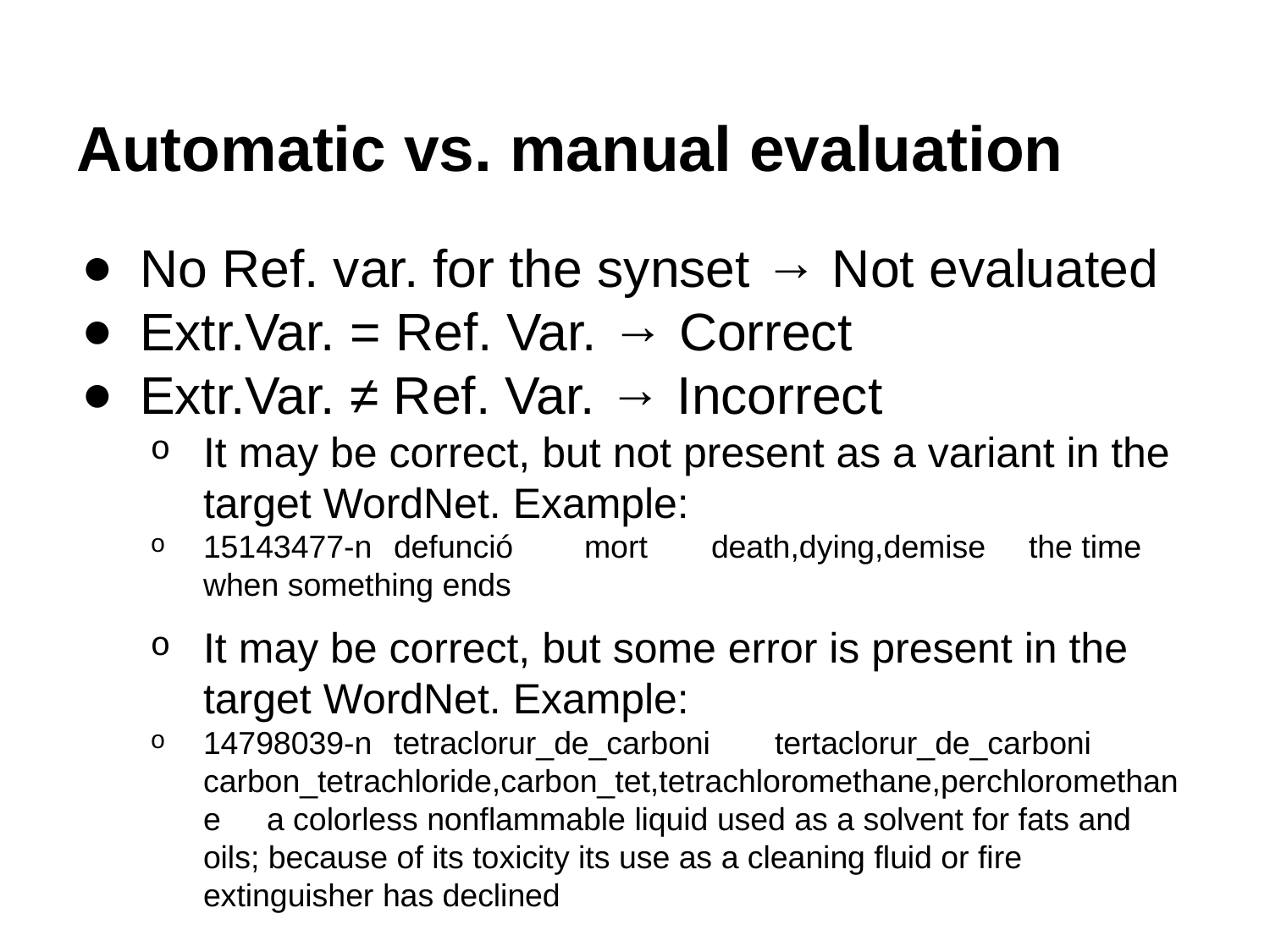# Automatic vs. manual evaluation

- No Ref. var. for the synset → Not evaluated
- Extr.Var. = Ref. Var. → Correct
- Extr.Var. ≠ Ref. Var. → Incorrect
  - It may be correct, but not present as a variant in the target WordNet. Example:
  - 15143477-n defunció mort death,dying,demise the time when something ends
  - It may be correct, but some error is present in the target WordNet. Example:
  - 14798039-n tetraclorur_de_carboni tertaclorur_de_carboni carbon_tetrachloride,carbon_tet,tetrachloromethane,perchloromethane a colorless nonflammable liquid used as a solvent for fats and oils; because of its toxicity its use as a cleaning fluid or fire extinguisher has declined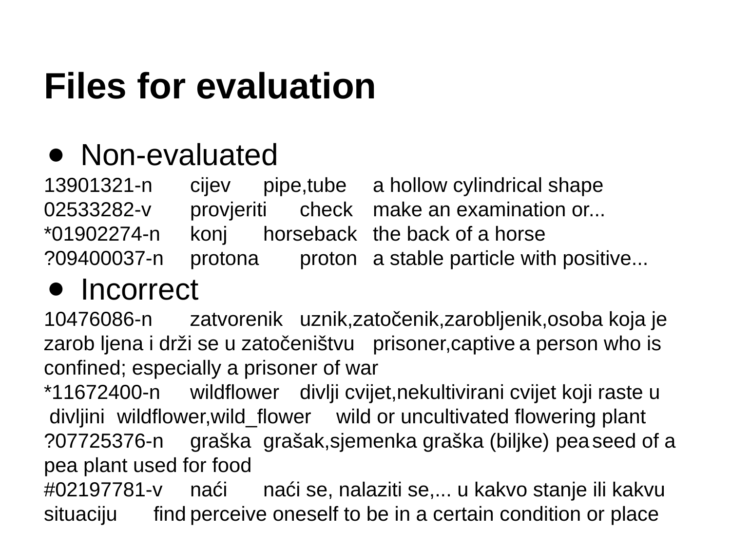# Files for evaluation

- Non-evaluated

```
13901321-n	cijev	pipe,tube	a hollow cylindrical shape
02533282-v	provjeriti	check	make an examination or...
*01902274-n	konj	horseback	the back of a horse
?09400037-n	protona	proton	a stable particle with positive...
```

- Incorrect

```
10476086-n	zatvorenik	uznik,zatočenik,zarobljenik,osoba koja je zarob ljena i drži se u zatočeništvu	prisoner,captive	a person who is confined; especially a prisoner of war
*11672400-n	wildflower	divlji cvijet,nekultivirani cvijet koji raste u divljini	wildflower,wild_flower	wild or uncultivated flowering plant
?07725376-n	graška	grašak,sjemenka graška (biljke)	pea	seed of a pea plant used for food
#02197781-v	naći	naći se, nalaziti se,... u kakvo stanje ili kakvu situaciju	find	perceive oneself to be in a certain condition or place
```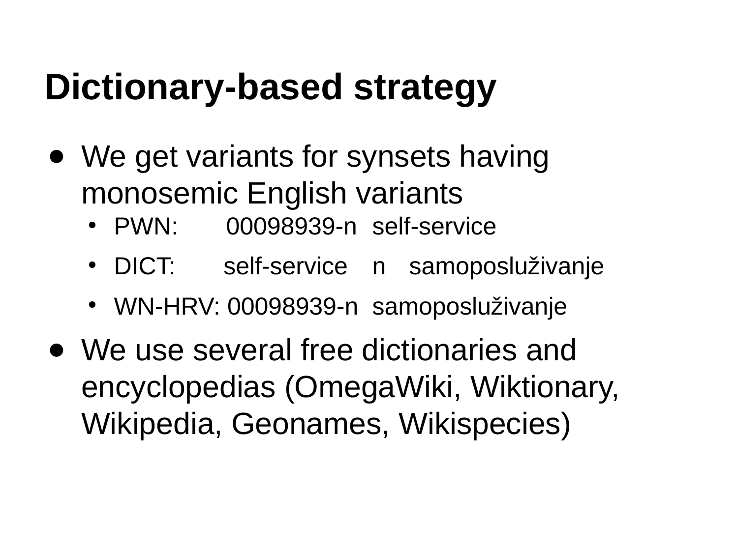# Dictionary-based strategy

- We get variants for synsets having monosemic English variants
  - PWN: 00098939-n self-service
  - DICT: self-service n samoposluživanje
  - WN-HRV: 00098939-n samoposluživanje
- We use several free dictionaries and encyclopedias (OmegaWiki, Wiktionary, Wikipedia, Geonames, Wikispecies)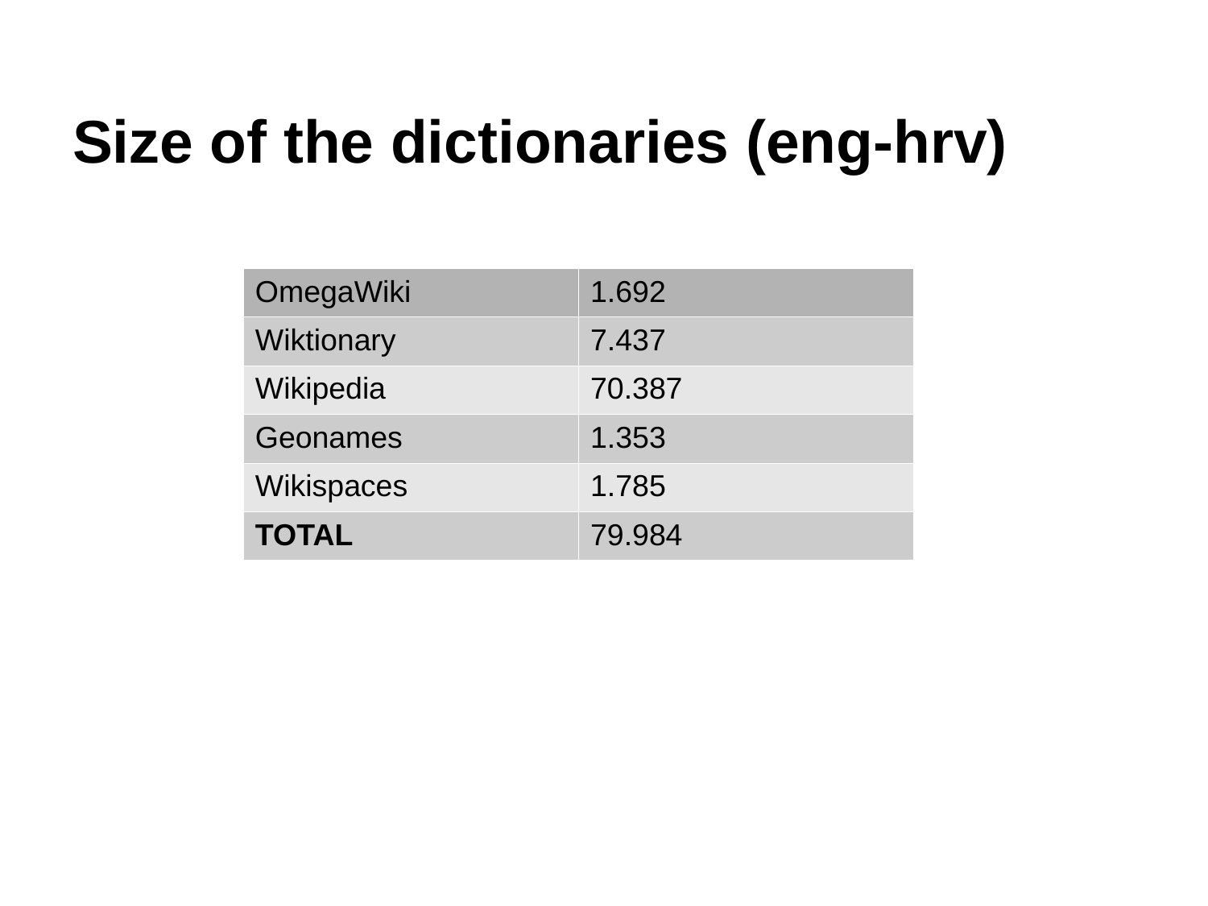# Size of the dictionaries (eng-hrv)

| OmegaWiki | 1.692 |
| --- | --- |
| Wiktionary | 7.437 |
| Wikipedia | 70.387 |
| Geonames | 1.353 |
| Wikispaces | 1.785 |
| **TOTAL** | 79.984 |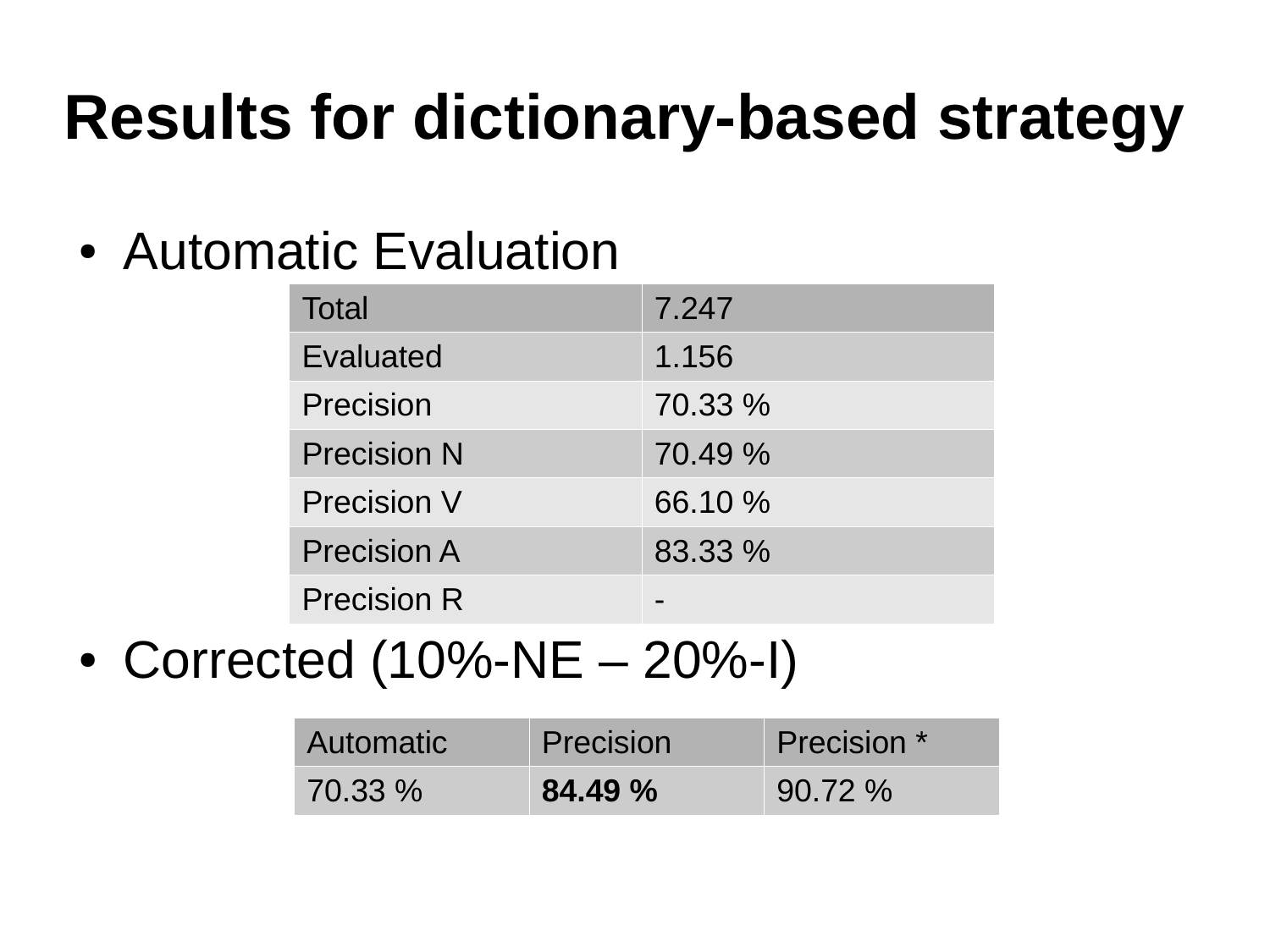# Results for dictionary-based strategy

- Automatic Evaluation

| Total | 7.247 |
|---|---|
| Evaluated | 1.156 |
| Precision | 70.33 % |
| Precision N | 70.49 % |
| Precision V | 66.10 % |
| Precision A | 83.33 % |
| Precision R | - |

- Corrected (10%-NE – 20%-I)

| Automatic | Precision | Precision * |
|---|---|---|
| 70.33 % | **84.49 %** | 90.72 % |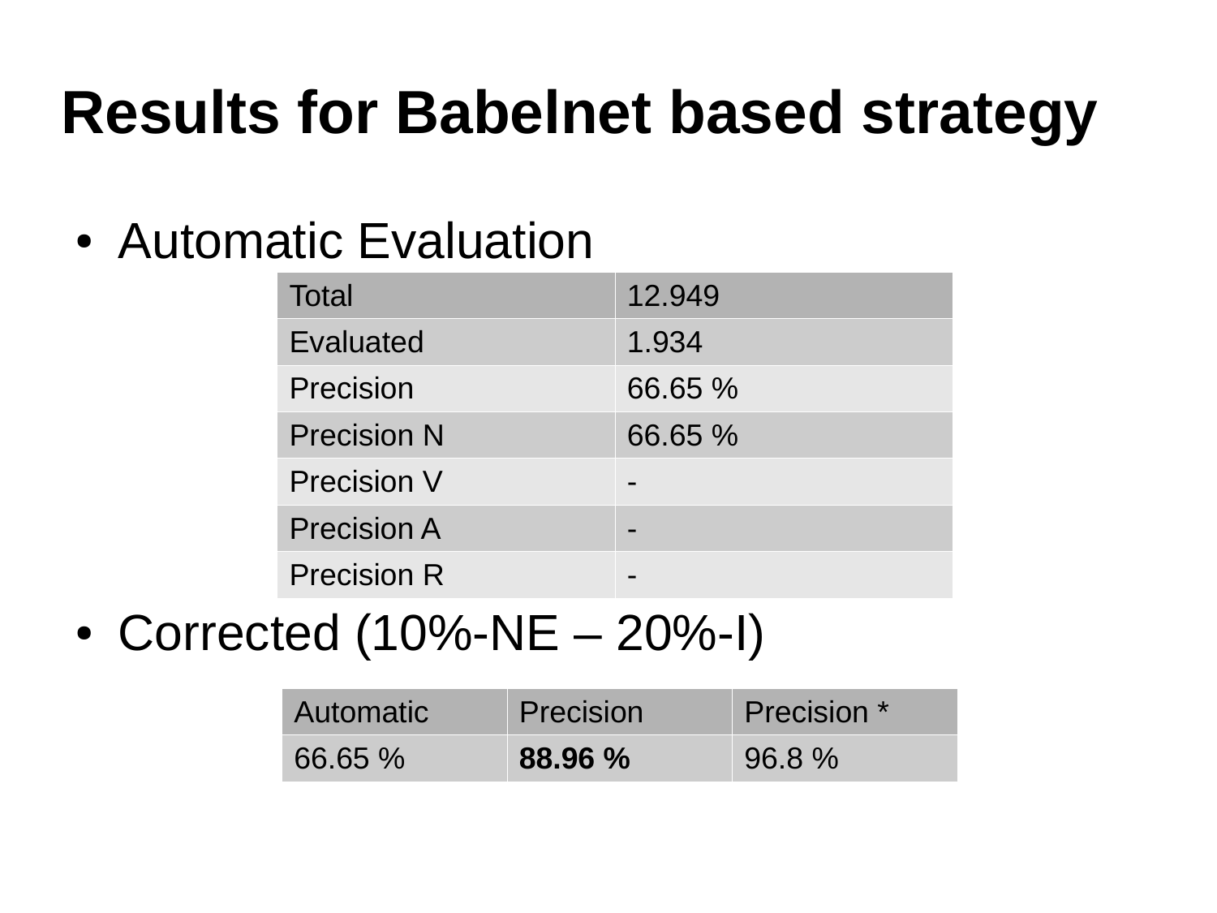# Results for Babelnet based strategy

- Automatic Evaluation

| Total | 12.949 |
|---|---|
| Evaluated | 1.934 |
| Precision | 66.65 % |
| Precision N | 66.65 % |
| Precision V | - |
| Precision A | - |
| Precision R | - |

- Corrected (10%-NE – 20%-I)

| Automatic | Precision | Precision * |
|---|---|---|
| 66.65 % | **88.96 %** | 96.8 % |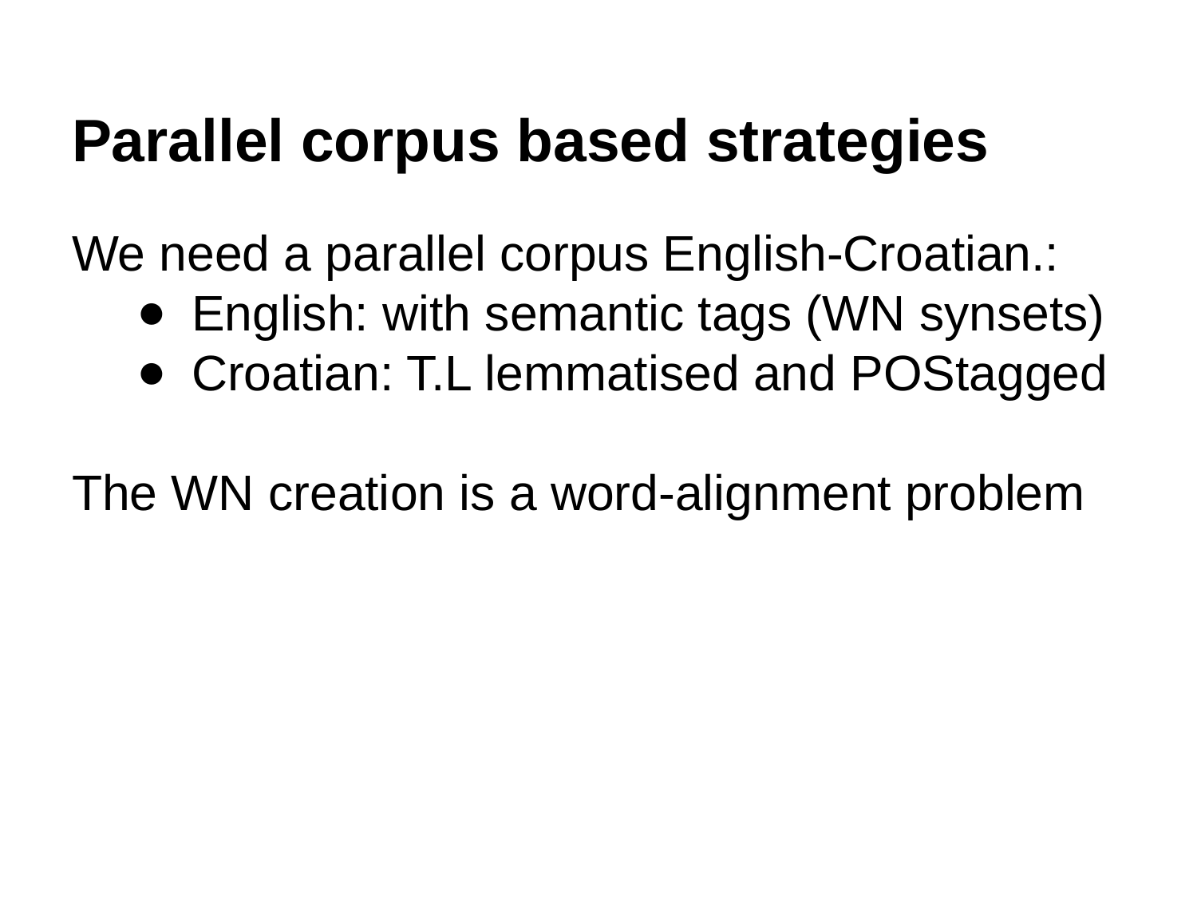# Parallel corpus based strategies

We need a parallel corpus English-Croatian.:

- English: with semantic tags (WN synsets)
- Croatian: T.L lemmatised and POStagged

The WN creation is a word-alignment problem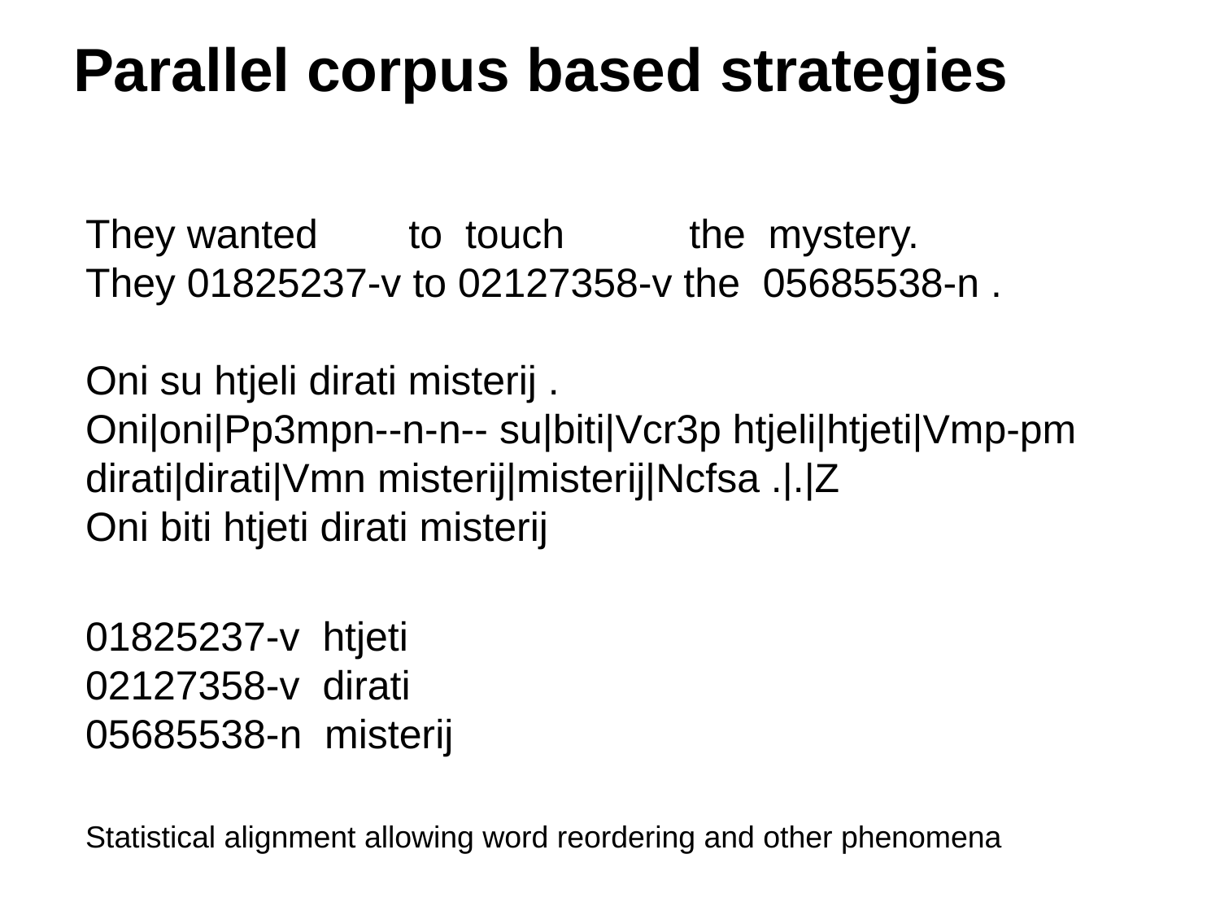# Parallel corpus based strategies

They wanted to touch the mystery.
They 01825237-v to 02127358-v the 05685538-n .

Oni su htjeli dirati misterij .
Oni|oni|Pp3mpn--n-n-- su|biti|Vcr3p htjeli|htjeti|Vmp-pm dirati|dirati|Vmn misterij|misterij|Ncfsa .|.|Z
Oni biti htjeti dirati misterij

01825237-v htjeti
02127358-v dirati
05685538-n misterij

Statistical alignment allowing word reordering and other phenomena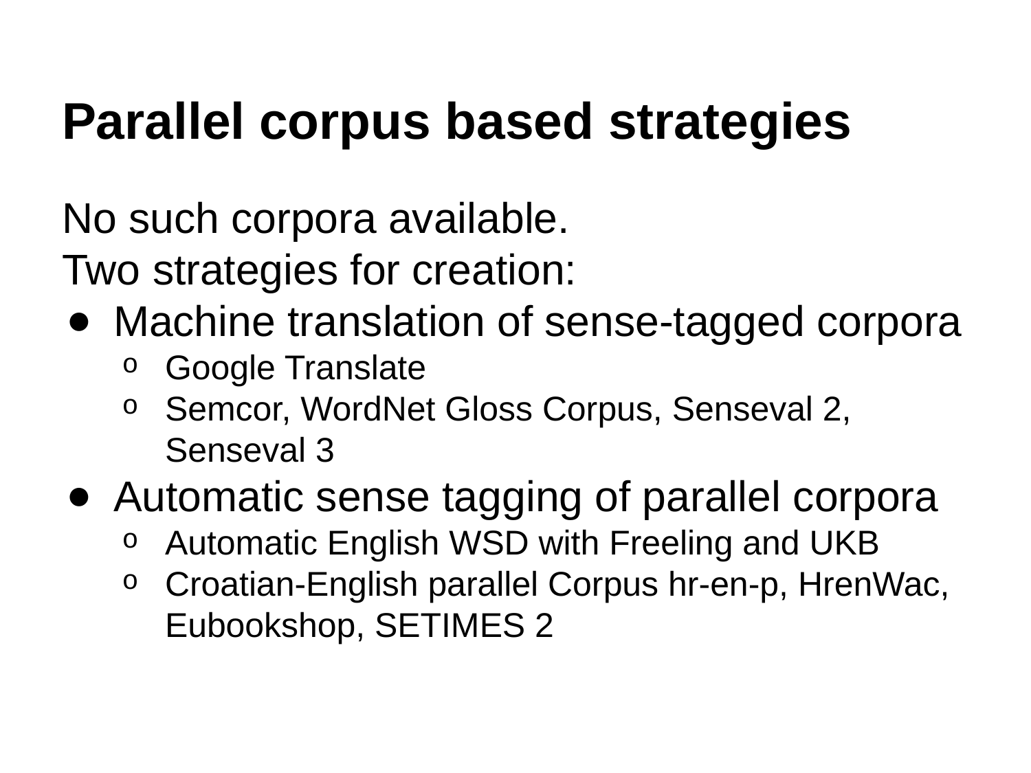# Parallel corpus based strategies

No such corpora available.
Two strategies for creation:

- Machine translation of sense-tagged corpora
  - Google Translate
  - Semcor, WordNet Gloss Corpus, Senseval 2, Senseval 3
- Automatic sense tagging of parallel corpora
  - Automatic English WSD with Freeling and UKB
  - Croatian-English parallel Corpus hr-en-p, HrenWac, Eubookshop, SETIMES 2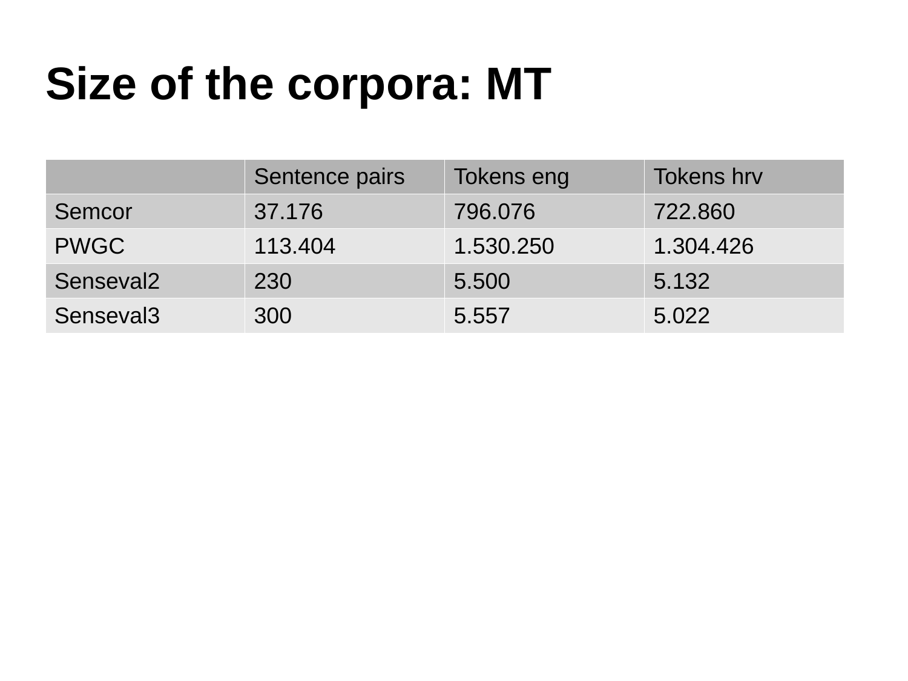# Size of the corpora: MT

| | Sentence pairs | Tokens eng | Tokens hrv |
|---|---|---|---|
| Semcor | 37.176 | 796.076 | 722.860 |
| PWGC | 113.404 | 1.530.250 | 1.304.426 |
| Senseval2 | 230 | 5.500 | 5.132 |
| Senseval3 | 300 | 5.557 | 5.022 |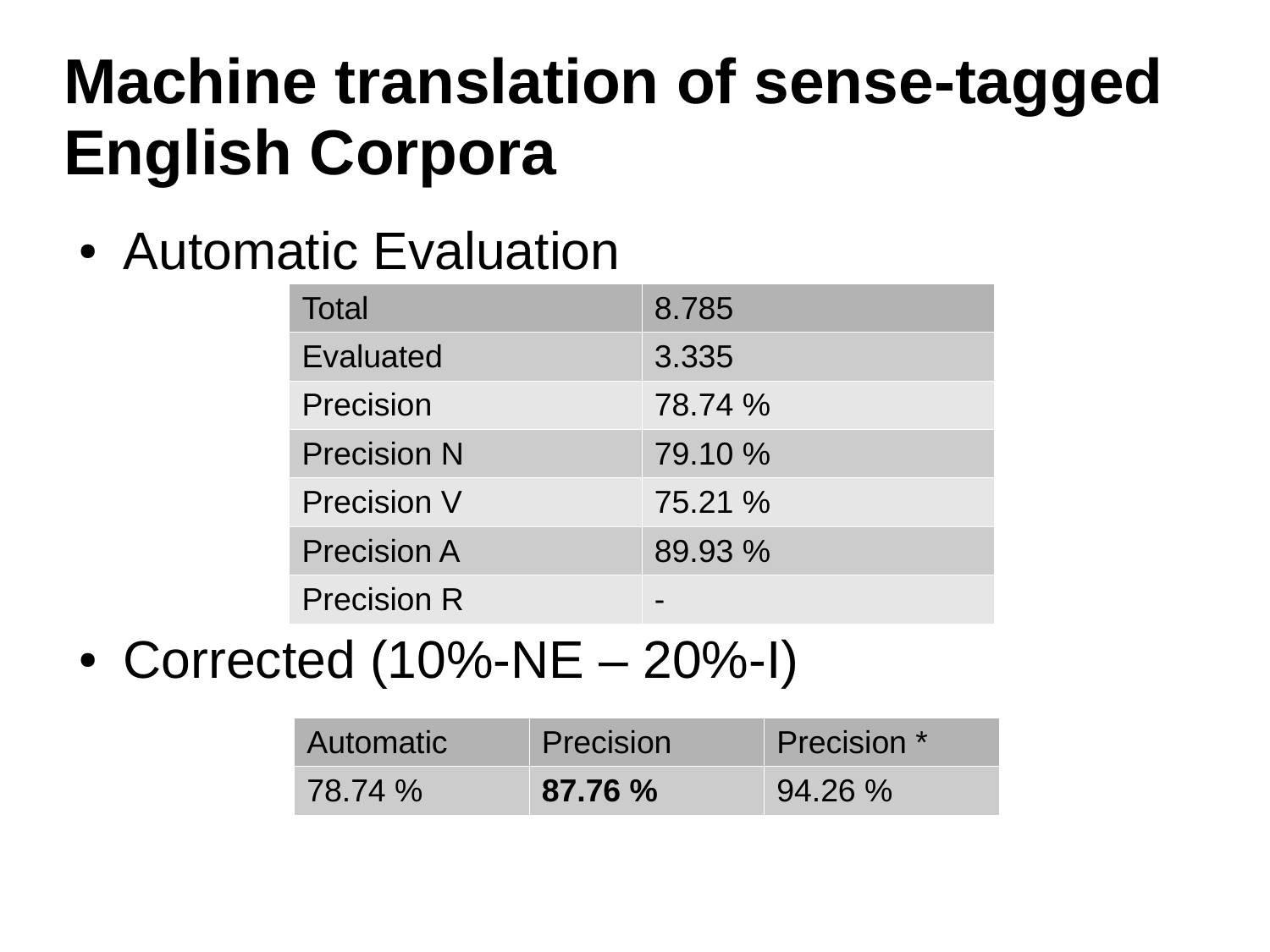# Machine translation of sense-tagged English Corpora

- Automatic Evaluation

| Total | 8.785 |
|---|---|
| Evaluated | 3.335 |
| Precision | 78.74 % |
| Precision N | 79.10 % |
| Precision V | 75.21 % |
| Precision A | 89.93 % |
| Precision R | - |

- Corrected (10%-NE – 20%-I)

| Automatic | Precision | Precision * |
|---|---|---|
| 78.74 % | **87.76 %** | 94.26 % |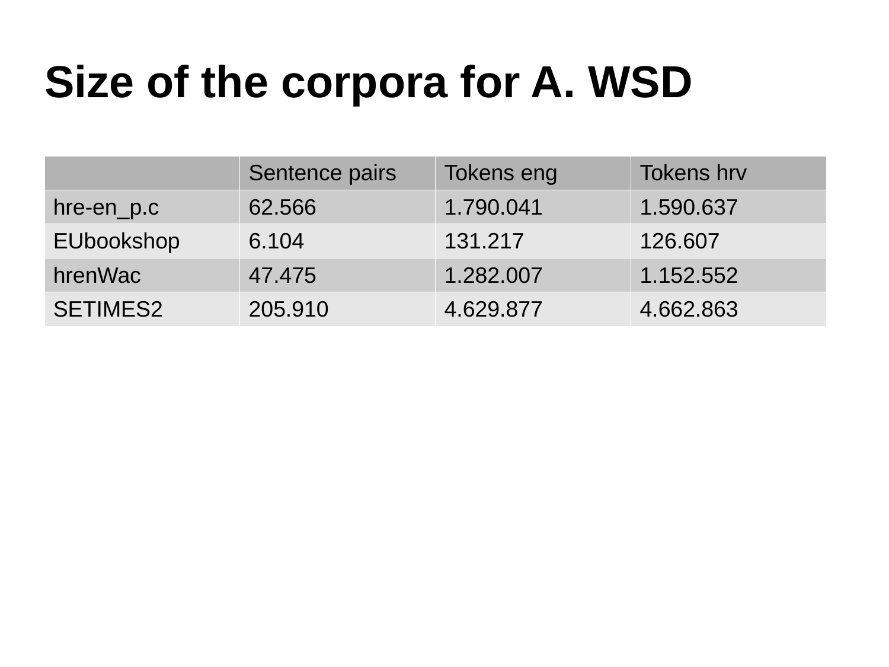# Size of the corpora for A. WSD

| | Sentence pairs | Tokens eng | Tokens hrv |
|---|---|---|---|
| hre-en_p.c | 62.566 | 1.790.041 | 1.590.637 |
| EUbookshop | 6.104 | 131.217 | 126.607 |
| hrenWac | 47.475 | 1.282.007 | 1.152.552 |
| SETIMES2 | 205.910 | 4.629.877 | 4.662.863 |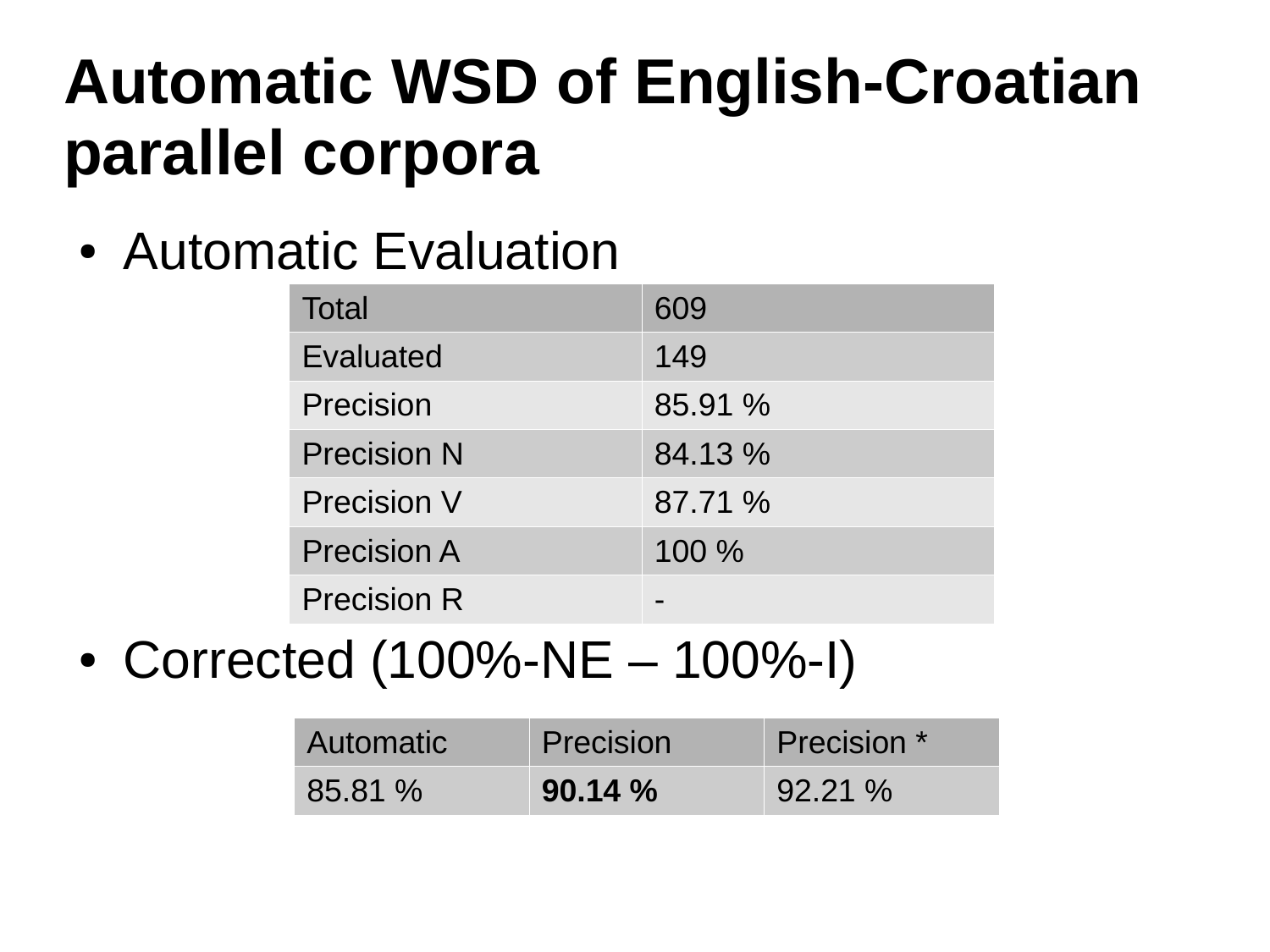# Automatic WSD of English-Croatian parallel corpora

- Automatic Evaluation

| Total | 609 |
|---|---|
| Evaluated | 149 |
| Precision | 85.91 % |
| Precision N | 84.13 % |
| Precision V | 87.71 % |
| Precision A | 100 % |
| Precision R | - |

- Corrected (100%-NE – 100%-I)

| Automatic | Precision | Precision * |
|---|---|---|
| 85.81 % | **90.14 %** | 92.21 % |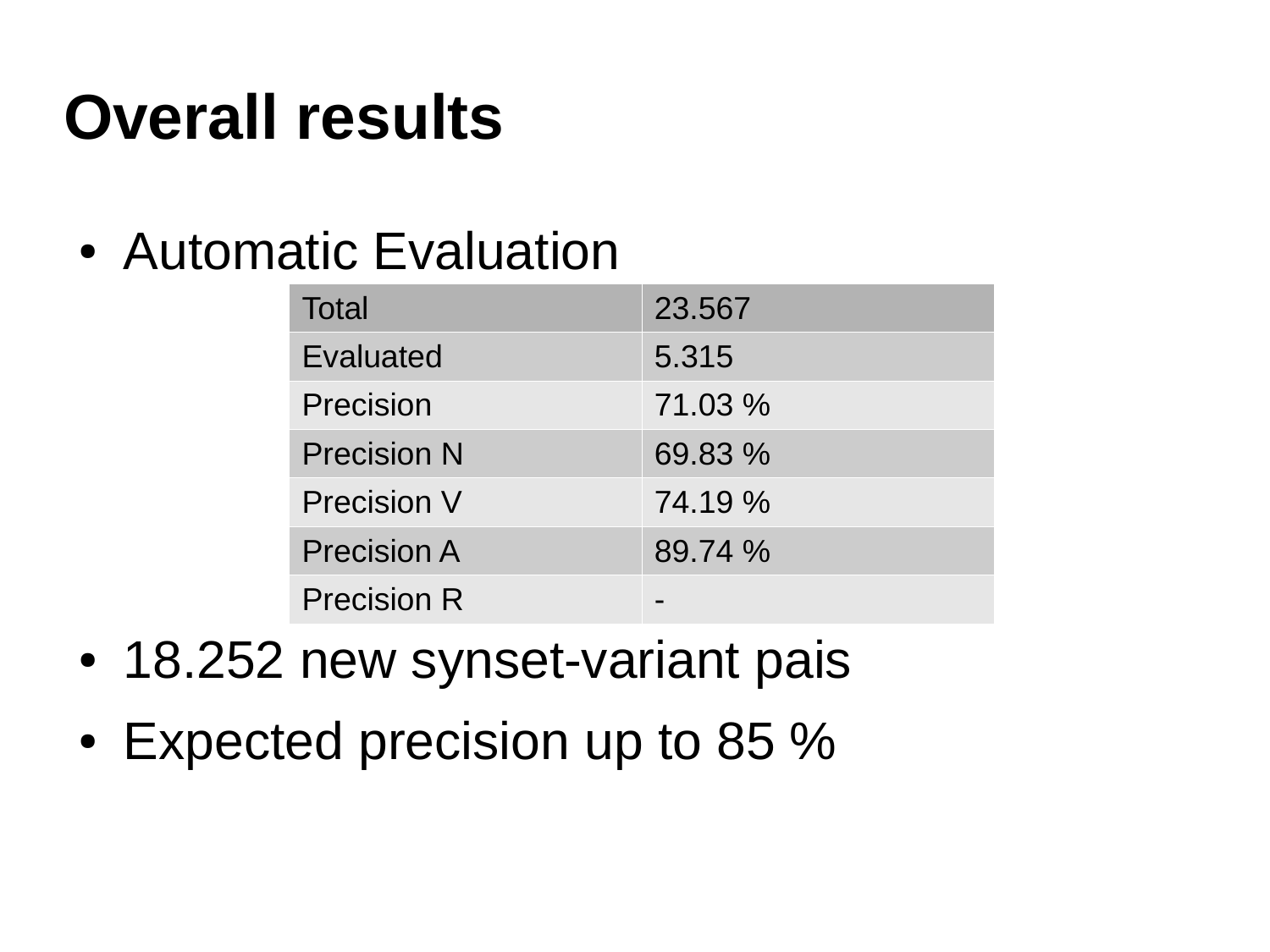# Overall results

- Automatic Evaluation

| Total | 23.567 |
|---|---|
| Evaluated | 5.315 |
| Precision | 71.03 % |
| Precision N | 69.83 % |
| Precision V | 74.19 % |
| Precision A | 89.74 % |
| Precision R | - |

- 18.252 new synset-variant pais
- Expected precision up to 85 %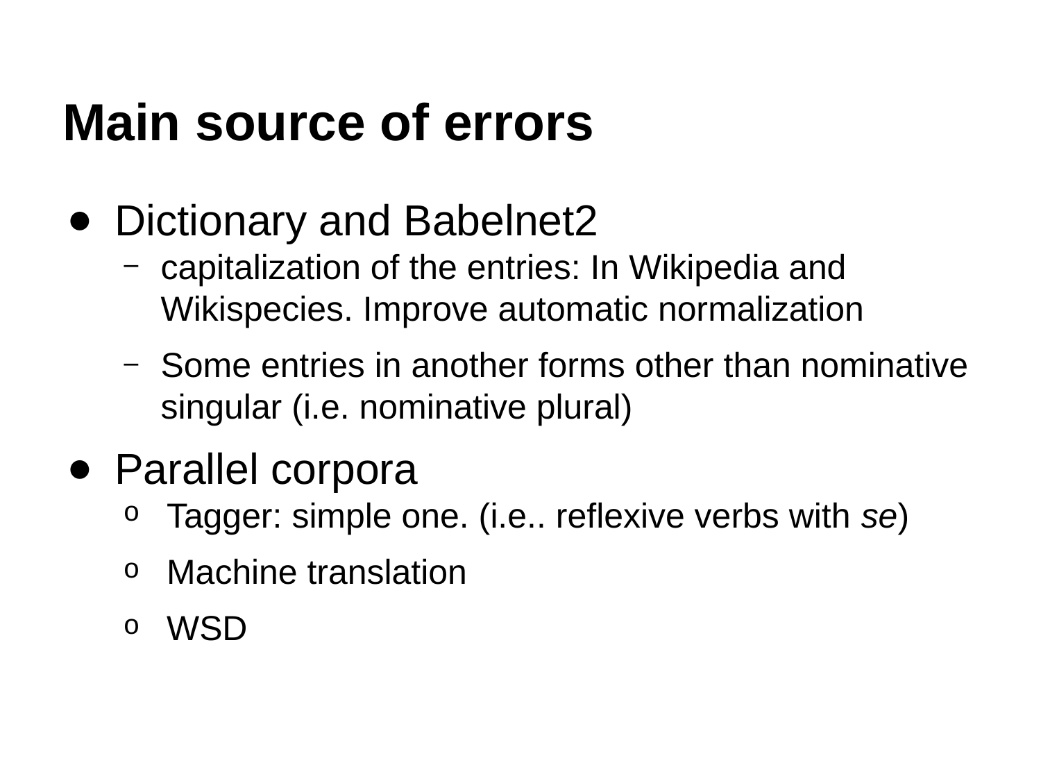# Main source of errors

- Dictionary and Babelnet2
  - capitalization of the entries: In Wikipedia and Wikispecies. Improve automatic normalization
  - Some entries in another forms other than nominative singular (i.e. nominative plural)
- Parallel corpora
  - Tagger: simple one. (i.e.. reflexive verbs with *se*)
  - Machine translation
  - WSD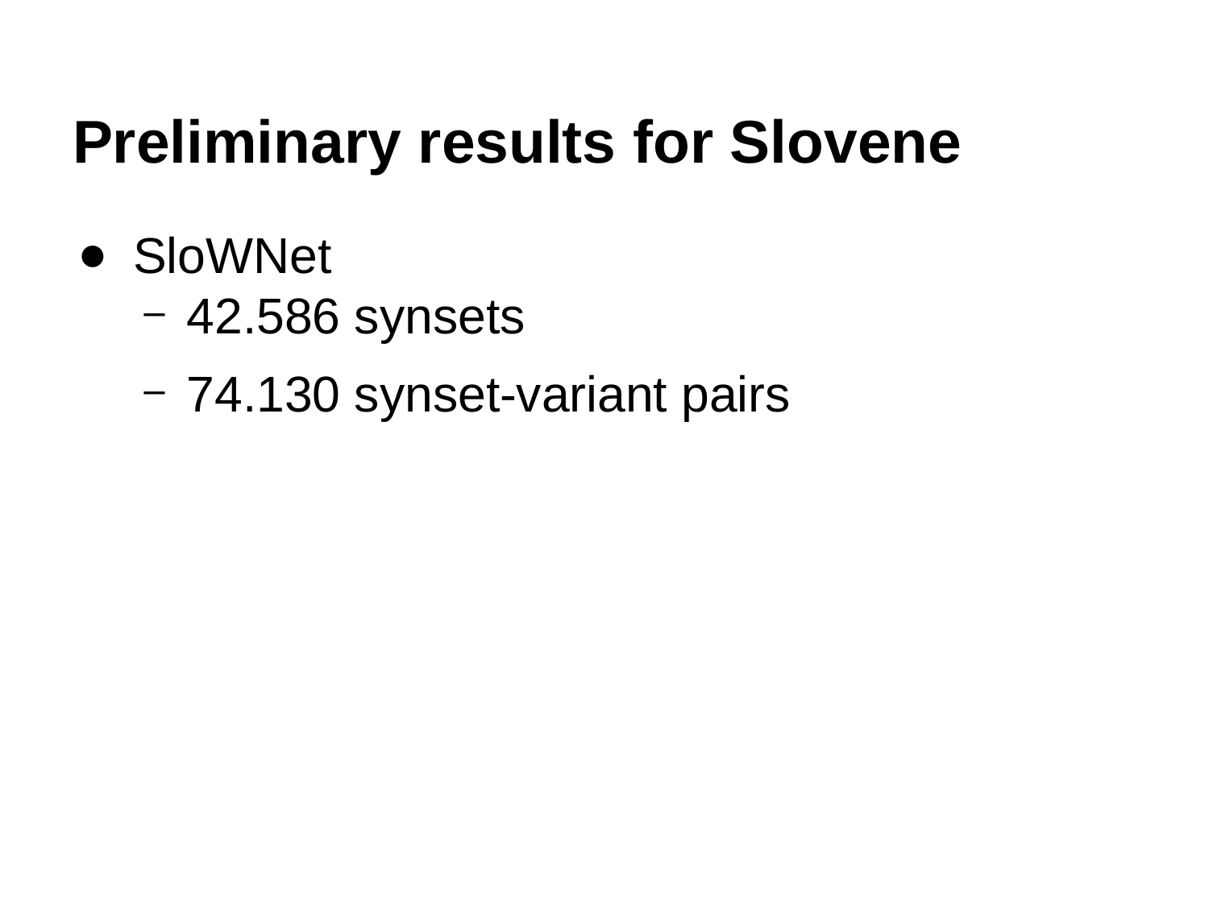# Preliminary results for Slovene

- SloWNet
  - 42.586 synsets
  - 74.130 synset-variant pairs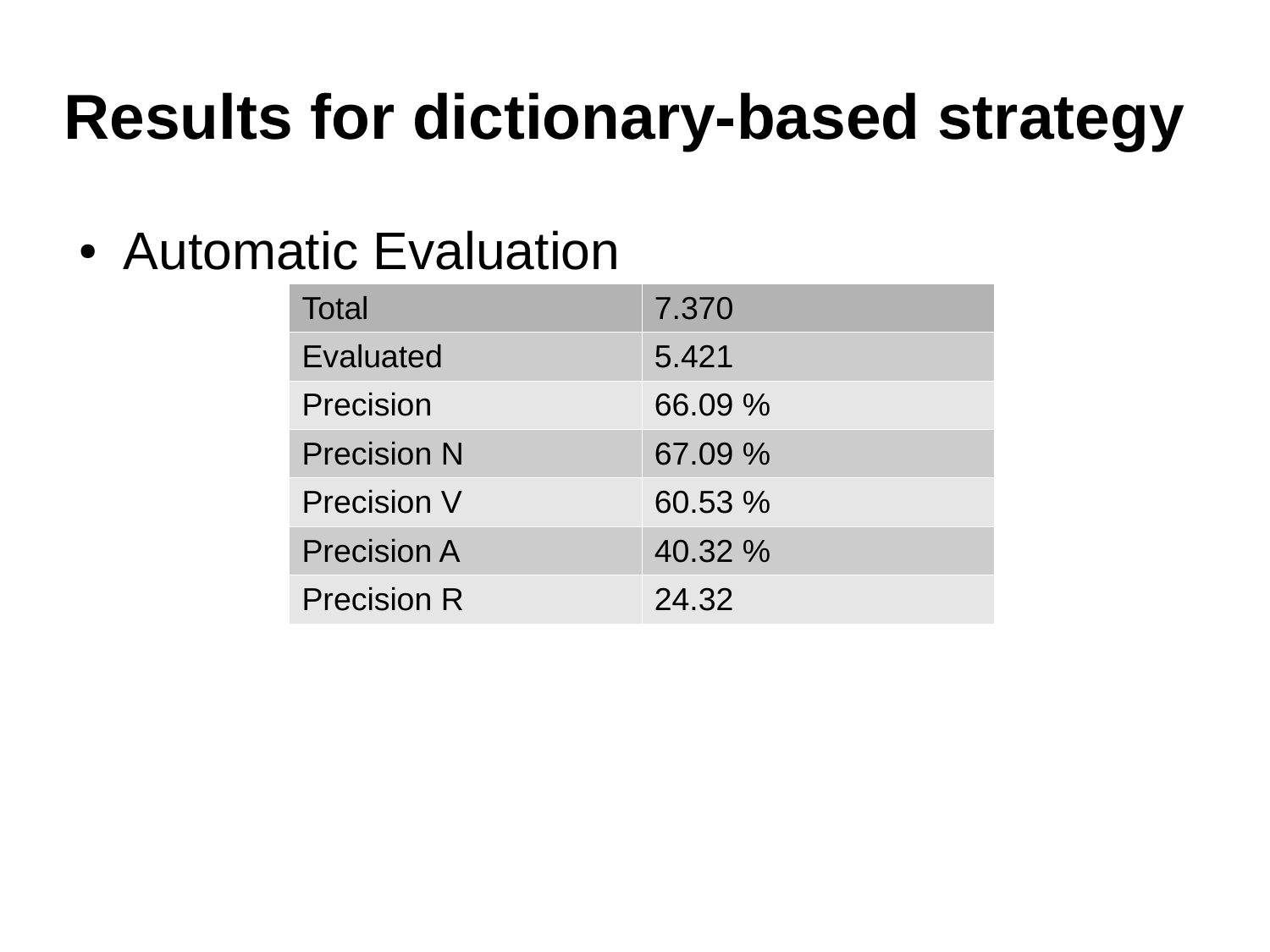# Results for dictionary-based strategy

- Automatic Evaluation

| Total | 7.370 |
|---|---|
| Evaluated | 5.421 |
| Precision | 66.09 % |
| Precision N | 67.09 % |
| Precision V | 60.53 % |
| Precision A | 40.32 % |
| Precision R | 24.32 |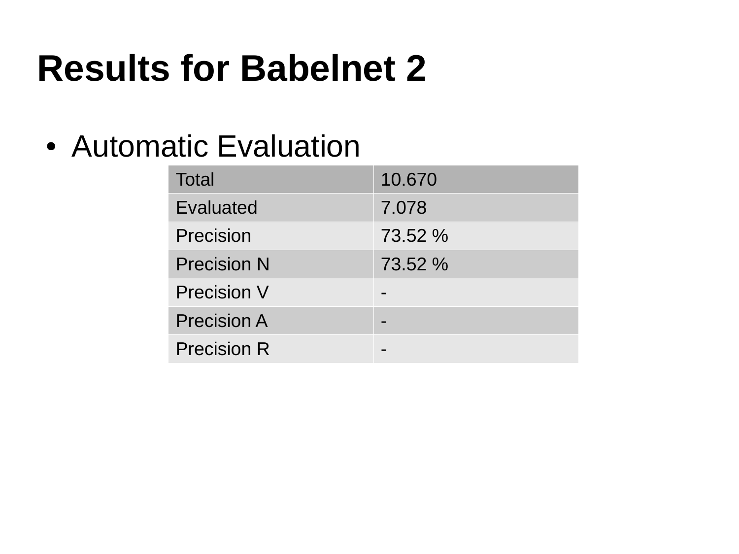# Results for Babelnet 2

- Automatic Evaluation

| Total | 10.670 |
|---|---|
| Evaluated | 7.078 |
| Precision | 73.52 % |
| Precision N | 73.52 % |
| Precision V | - |
| Precision A | - |
| Precision R | - |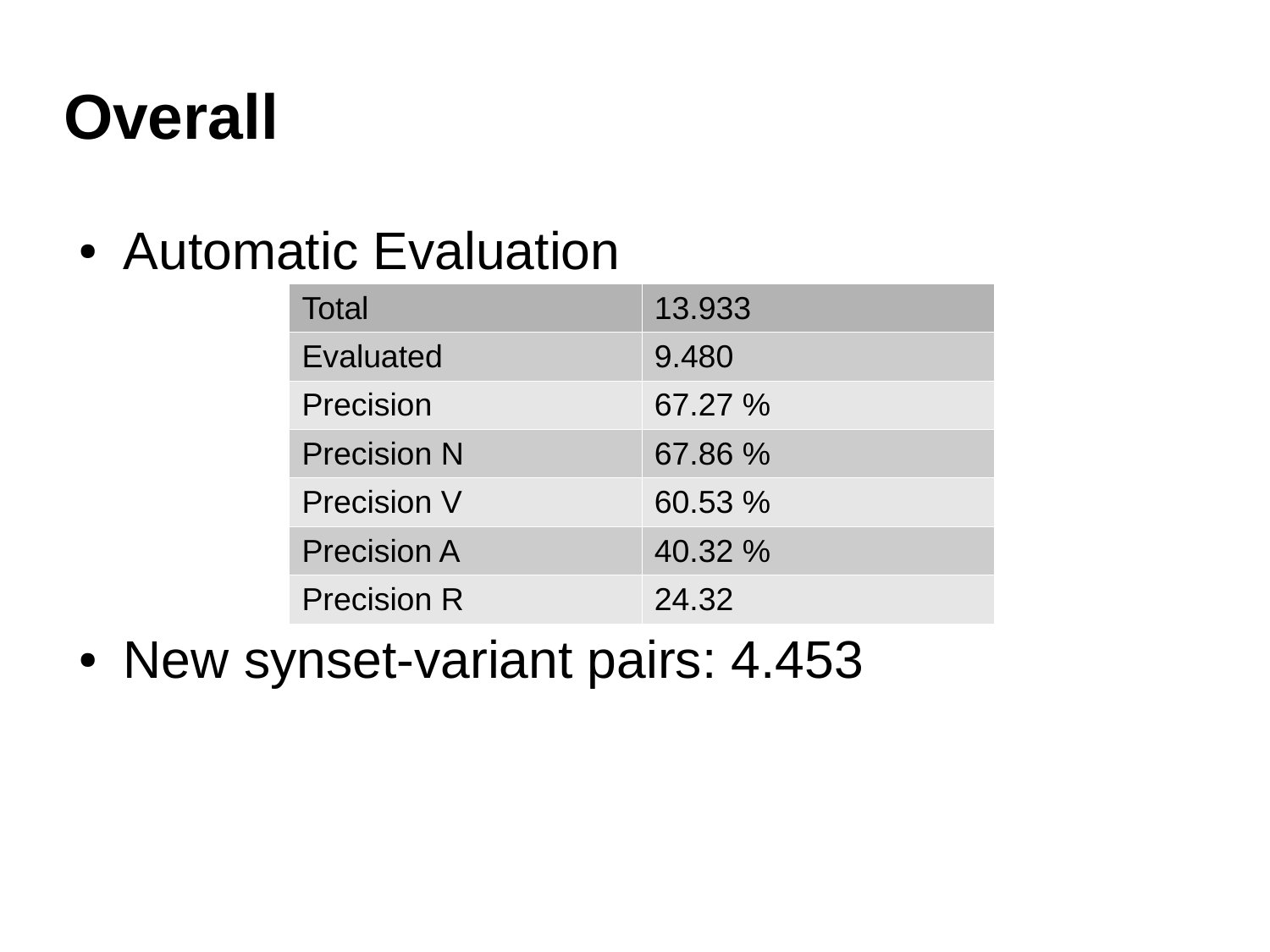# Overall

- Automatic Evaluation

| Total | 13.933 |
| --- | --- |
| Evaluated | 9.480 |
| Precision | 67.27 % |
| Precision N | 67.86 % |
| Precision V | 60.53 % |
| Precision A | 40.32 % |
| Precision R | 24.32 |

- New synset-variant pairs: 4.453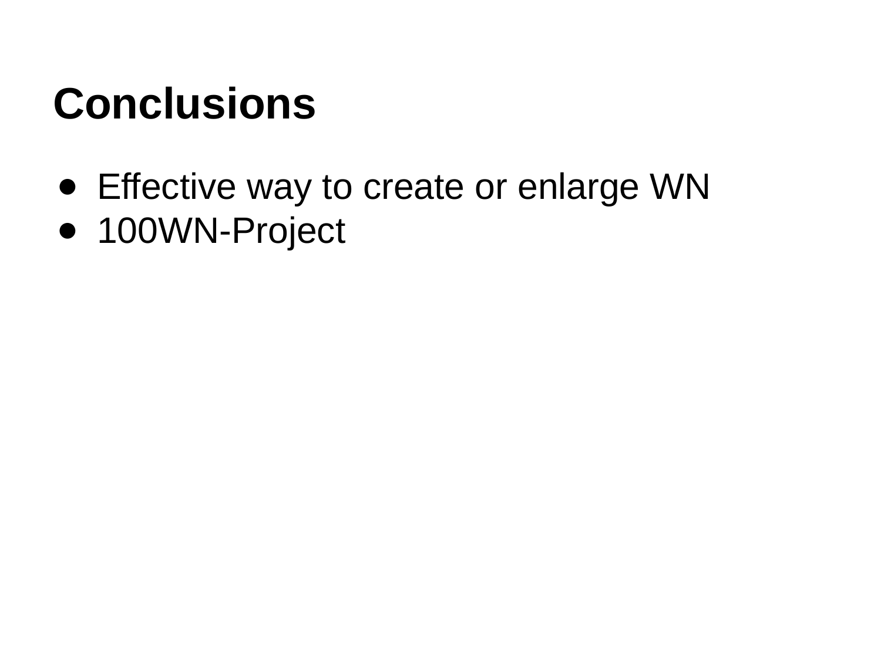# Conclusions

- Effective way to create or enlarge WN
- 100WN-Project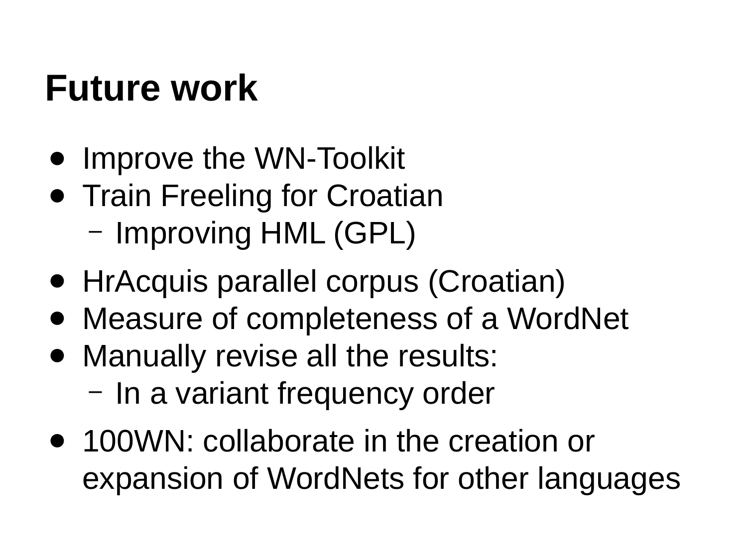# Future work

- Improve the WN-Toolkit
- Train Freeling for Croatian
  - Improving HML (GPL)
- HrAcquis parallel corpus (Croatian)
- Measure of completeness of a WordNet
- Manually revise all the results:
  - In a variant frequency order
- 100WN: collaborate in the creation or expansion of WordNets for other languages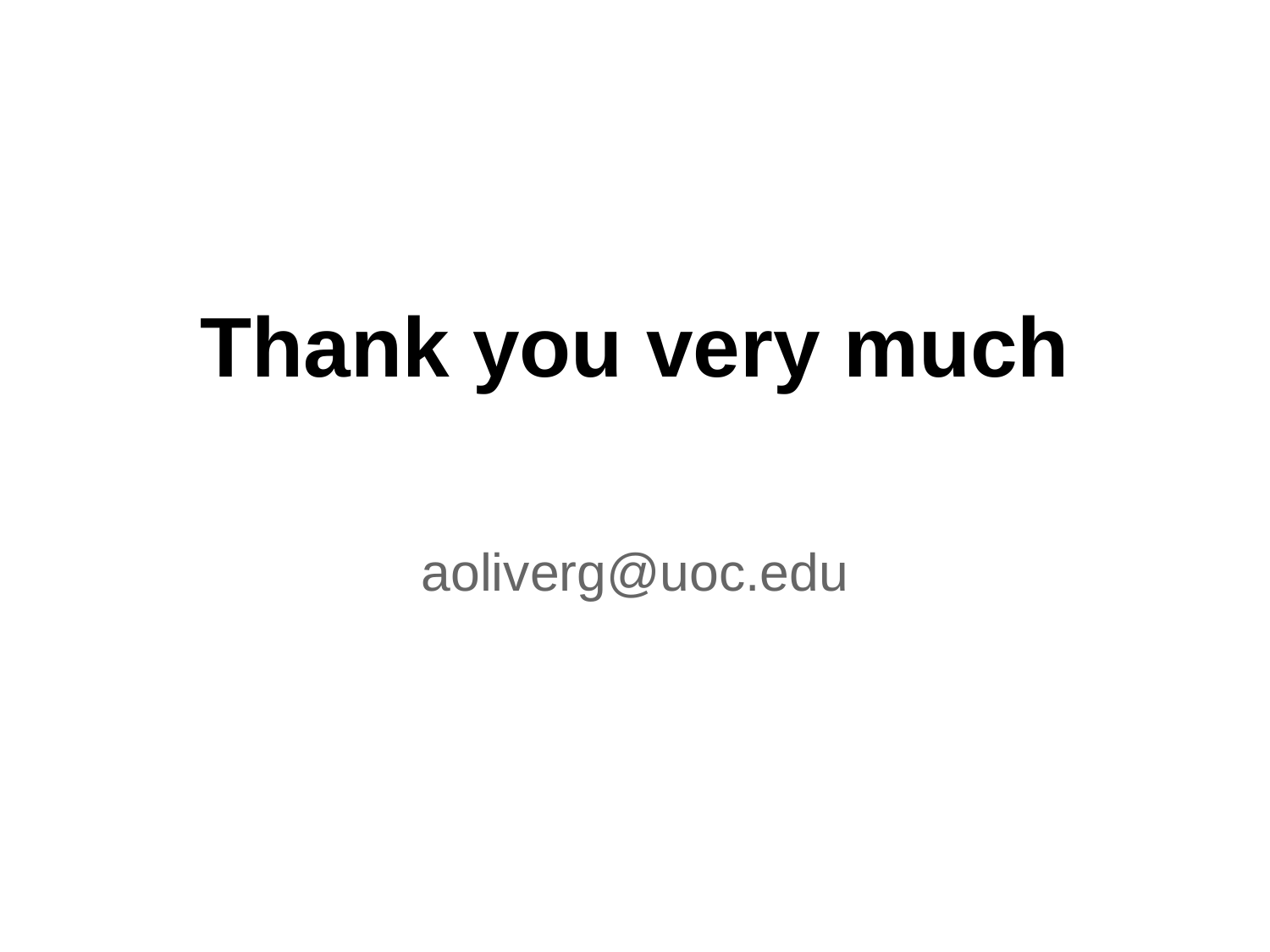# Thank you very much

aoliverg@uoc.edu